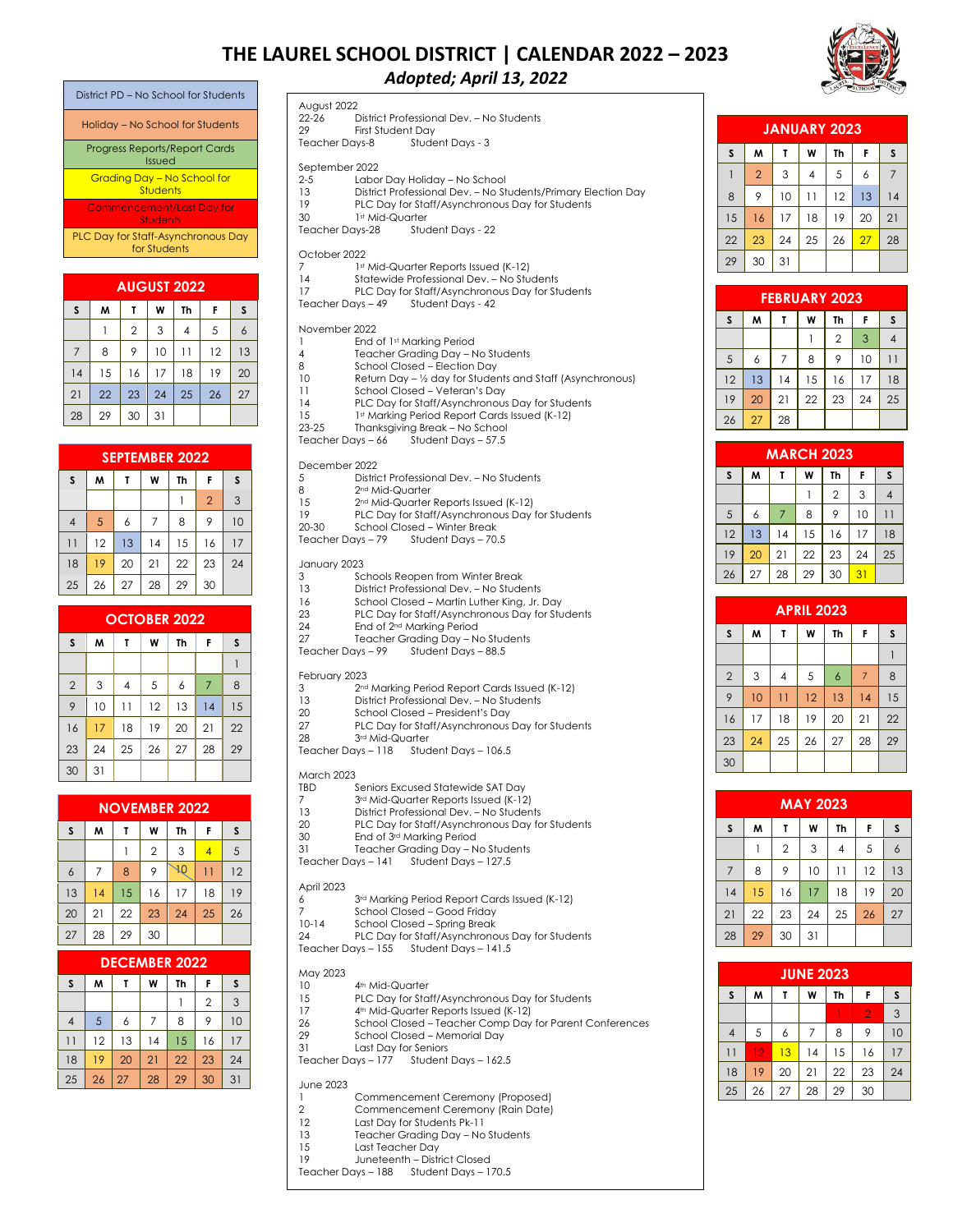# THE LAUREL SCHOOL DISTRICT | CALENDAR 2022 – 2023

***Adopted; April 13, 2022***

| Legend |
| --- |
| District PD – No School for Students |
| Holiday – No School for Students |
| Progress Reports/Report Cards Issued |
| Grading Day – No School for Students |
| Commencement/Last Day for Students |
| PLC Day for Staff-Asynchronous Day for Students |

## AUGUST 2022

| S | M | T | W | Th | F | S |
| --- | --- | --- | --- | --- | --- | --- |
| | 1 | 2 | 3 | 4 | 5 | 6 |
| 7 | 8 | 9 | 10 | 11 | 12 | 13 |
| 14 | 15 | 16 | 17 | 18 | 19 | 20 |
| 21 | 22 | 23 | 24 | 25 | 26 | 27 |
| 28 | 29 | 30 | 31 | | | |

## SEPTEMBER 2022

| S | M | T | W | Th | F | S |
| --- | --- | --- | --- | --- | --- | --- |
| | | | | 1 | 2 | 3 |
| 4 | 5 | 6 | 7 | 8 | 9 | 10 |
| 11 | 12 | 13 | 14 | 15 | 16 | 17 |
| 18 | 19 | 20 | 21 | 22 | 23 | 24 |
| 25 | 26 | 27 | 28 | 29 | 30 | |

## OCTOBER 2022

| S | M | T | W | Th | F | S |
| --- | --- | --- | --- | --- | --- | --- |
| | | | | | | 1 |
| 2 | 3 | 4 | 5 | 6 | 7 | 8 |
| 9 | 10 | 11 | 12 | 13 | 14 | 15 |
| 16 | 17 | 18 | 19 | 20 | 21 | 22 |
| 23 | 24 | 25 | 26 | 27 | 28 | 29 |
| 30 | 31 | | | | | |

## NOVEMBER 2022

| S | M | T | W | Th | F | S |
| --- | --- | --- | --- | --- | --- | --- |
| | | 1 | 2 | 3 | 4 | 5 |
| 6 | 7 | 8 | 9 | 10 | 11 | 12 |
| 13 | 14 | 15 | 16 | 17 | 18 | 19 |
| 20 | 21 | 22 | 23 | 24 | 25 | 26 |
| 27 | 28 | 29 | 30 | | | |

## DECEMBER 2022

| S | M | T | W | Th | F | S |
| --- | --- | --- | --- | --- | --- | --- |
| | | | | 1 | 2 | 3 |
| 4 | 5 | 6 | 7 | 8 | 9 | 10 |
| 11 | 12 | 13 | 14 | 15 | 16 | 17 |
| 18 | 19 | 20 | 21 | 22 | 23 | 24 |
| 25 | 26 | 27 | 28 | 29 | 30 | 31 |

August 2022
22-26 District Professional Dev. – No Students
29 First Student Day
Teacher Days-8 Student Days - 3

September 2022
2-5 Labor Day Holiday – No School
13 District Professional Dev. – No Students/Primary Election Day
19 PLC Day for Staff/Asynchronous Day for Students
30 1st Mid-Quarter
Teacher Days-28 Student Days - 22

October 2022
7 1st Mid-Quarter Reports Issued (K-12)
14 Statewide Professional Dev. – No Students
17 PLC Day for Staff/Asynchronous Day for Students
Teacher Days – 49 Student Days - 42

November 2022
1 End of 1st Marking Period
4 Teacher Grading Day – No Students
8 School Closed – Election Day
10 Return Day – ½ day for Students and Staff (Asynchronous)
11 School Closed – Veteran's Day
14 PLC Day for Staff/Asynchronous Day for Students
15 1st Marking Period Report Cards Issued (K-12)
23-25 Thanksgiving Break – No School
Teacher Days – 66 Student Days – 57.5

December 2022
5 District Professional Dev. – No Students
8 2nd Mid-Quarter
15 2nd Mid-Quarter Reports Issued (K-12)
19 PLC Day for Staff/Asynchronous Day for Students
20-30 School Closed – Winter Break
Teacher Days – 79 Student Days – 70.5

January 2023
3 Schools Reopen from Winter Break
13 District Professional Dev. – No Students
16 School Closed – Martin Luther King, Jr. Day
23 PLC Day for Staff/Asynchronous Day for Students
24 End of 2nd Marking Period
27 Teacher Grading Day – No Students
Teacher Days – 99 Student Days – 88.5

February 2023
3 2nd Marking Period Report Cards Issued (K-12)
13 District Professional Dev. – No Students
20 School Closed – President's Day
27 PLC Day for Staff/Asynchronous Day for Students
28 3rd Mid-Quarter
Teacher Days – 118 Student Days – 106.5

March 2023
TBD Seniors Excused Statewide SAT Day
7 3rd Mid-Quarter Reports Issued (K-12)
13 District Professional Dev. – No Students
20 PLC Day for Staff/Asynchronous Day for Students
30 End of 3rd Marking Period
31 Teacher Grading Day – No Students
Teacher Days – 141 Student Days – 127.5

April 2023
6 3rd Marking Period Report Cards Issued (K-12)
7 School Closed – Good Friday
10-14 School Closed – Spring Break
24 PLC Day for Staff/Asynchronous Day for Students
Teacher Days – 155 Student Days – 141.5

May 2023
10 4th Mid-Quarter
15 PLC Day for Staff/Asynchronous Day for Students
17 4th Mid-Quarter Reports Issued (K-12)
26 School Closed – Teacher Comp Day for Parent Conferences
29 School Closed – Memorial Day
31 Last Day for Seniors
Teacher Days – 177 Student Days – 162.5

June 2023
1 Commencement Ceremony (Proposed)
2 Commencement Ceremony (Rain Date)
12 Last Day for Students Pk-11
13 Teacher Grading Day – No Students
15 Last Teacher Day
19 Juneteenth – District Closed
Teacher Days – 188 Student Days – 170.5

## JANUARY 2023

| S | M | T | W | Th | F | S |
| --- | --- | --- | --- | --- | --- | --- |
| 1 | 2 | 3 | 4 | 5 | 6 | 7 |
| 8 | 9 | 10 | 11 | 12 | 13 | 14 |
| 15 | 16 | 17 | 18 | 19 | 20 | 21 |
| 22 | 23 | 24 | 25 | 26 | 27 | 28 |
| 29 | 30 | 31 | | | | |

## FEBRUARY 2023

| S | M | T | W | Th | F | S |
| --- | --- | --- | --- | --- | --- | --- |
| | | | 1 | 2 | 3 | 4 |
| 5 | 6 | 7 | 8 | 9 | 10 | 11 |
| 12 | 13 | 14 | 15 | 16 | 17 | 18 |
| 19 | 20 | 21 | 22 | 23 | 24 | 25 |
| 26 | 27 | 28 | | | | |

## MARCH 2023

| S | M | T | W | Th | F | S |
| --- | --- | --- | --- | --- | --- | --- |
| | | | 1 | 2 | 3 | 4 |
| 5 | 6 | 7 | 8 | 9 | 10 | 11 |
| 12 | 13 | 14 | 15 | 16 | 17 | 18 |
| 19 | 20 | 21 | 22 | 23 | 24 | 25 |
| 26 | 27 | 28 | 29 | 30 | 31 | |

## APRIL 2023

| S | M | T | W | Th | F | S |
| --- | --- | --- | --- | --- | --- | --- |
| | | | | | | 1 |
| 2 | 3 | 4 | 5 | 6 | 7 | 8 |
| 9 | 10 | 11 | 12 | 13 | 14 | 15 |
| 16 | 17 | 18 | 19 | 20 | 21 | 22 |
| 23 | 24 | 25 | 26 | 27 | 28 | 29 |
| 30 | | | | | | |

## MAY 2023

| S | M | T | W | Th | F | S |
| --- | --- | --- | --- | --- | --- | --- |
| | 1 | 2 | 3 | 4 | 5 | 6 |
| 7 | 8 | 9 | 10 | 11 | 12 | 13 |
| 14 | 15 | 16 | 17 | 18 | 19 | 20 |
| 21 | 22 | 23 | 24 | 25 | 26 | 27 |
| 28 | 29 | 30 | 31 | | | |

## JUNE 2023

| S | M | T | W | Th | F | S |
| --- | --- | --- | --- | --- | --- | --- |
| | | | | 1 | 2 | 3 |
| 4 | 5 | 6 | 7 | 8 | 9 | 10 |
| 11 | 12 | 13 | 14 | 15 | 16 | 17 |
| 18 | 19 | 20 | 21 | 22 | 23 | 24 |
| 25 | 26 | 27 | 28 | 29 | 30 | |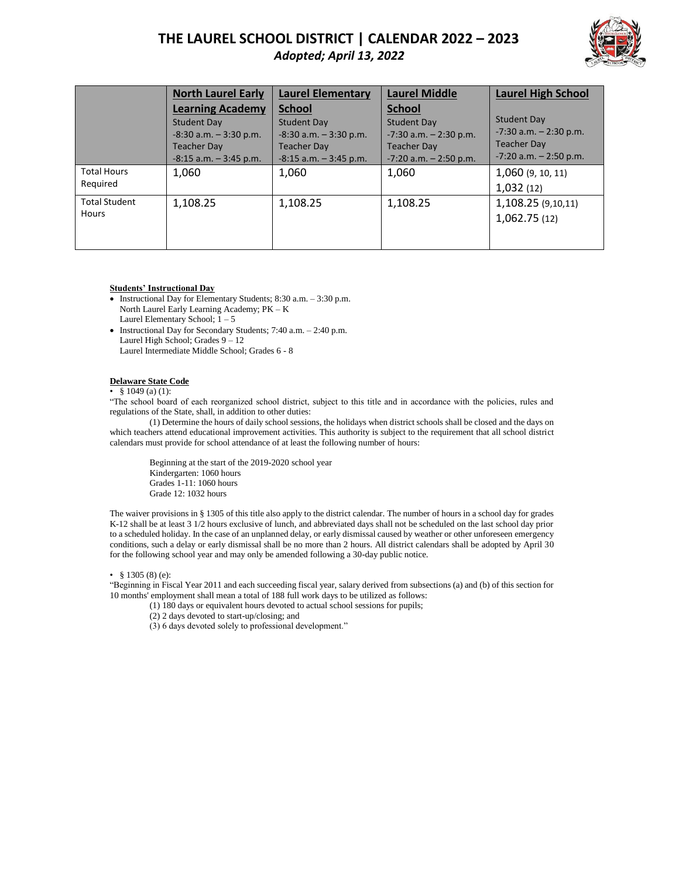# THE LAUREL SCHOOL DISTRICT | CALENDAR 2022 – 2023

*Adopted; April 13, 2022*

| | **North Laurel Early Learning Academy** Student Day -8:30 a.m. – 3:30 p.m. Teacher Day -8:15 a.m. – 3:45 p.m. | **Laurel Elementary School** Student Day -8:30 a.m. – 3:30 p.m. Teacher Day -8:15 a.m. – 3:45 p.m. | **Laurel Middle School** Student Day -7:30 a.m. – 2:30 p.m. Teacher Day -7:20 a.m. – 2:50 p.m. | **Laurel High School** Student Day -7:30 a.m. – 2:30 p.m. Teacher Day -7:20 a.m. – 2:50 p.m. |
|---|---|---|---|---|
| Total Hours Required | 1,060 | 1,060 | 1,060 | 1,060 (9, 10, 11) 1,032 (12) |
| Total Student Hours | 1,108.25 | 1,108.25 | 1,108.25 | 1,108.25 (9,10,11) 1,062.75 (12) |

**Students' Instructional Day**

- Instructional Day for Elementary Students; 8:30 a.m. – 3:30 p.m.
  North Laurel Early Learning Academy; PK – K
  Laurel Elementary School; 1 – 5
- Instructional Day for Secondary Students; 7:40 a.m. – 2:40 p.m.
  Laurel High School; Grades 9 – 12
  Laurel Intermediate Middle School; Grades 6 - 8

**Delaware State Code**

- § 1049 (a) (1):

"The school board of each reorganized school district, subject to this title and in accordance with the policies, rules and regulations of the State, shall, in addition to other duties:

(1) Determine the hours of daily school sessions, the holidays when district schools shall be closed and the days on which teachers attend educational improvement activities. This authority is subject to the requirement that all school district calendars must provide for school attendance of at least the following number of hours:

Beginning at the start of the 2019-2020 school year
Kindergarten: 1060 hours
Grades 1-11: 1060 hours
Grade 12: 1032 hours

The waiver provisions in § 1305 of this title also apply to the district calendar. The number of hours in a school day for grades K-12 shall be at least 3 1/2 hours exclusive of lunch, and abbreviated days shall not be scheduled on the last school day prior to a scheduled holiday. In the case of an unplanned delay, or early dismissal caused by weather or other unforeseen emergency conditions, such a delay or early dismissal shall be no more than 2 hours. All district calendars shall be adopted by April 30 for the following school year and may only be amended following a 30-day public notice.

- § 1305 (8) (e):

"Beginning in Fiscal Year 2011 and each succeeding fiscal year, salary derived from subsections (a) and (b) of this section for 10 months' employment shall mean a total of 188 full work days to be utilized as follows:

(1) 180 days or equivalent hours devoted to actual school sessions for pupils;
(2) 2 days devoted to start-up/closing; and
(3) 6 days devoted solely to professional development."